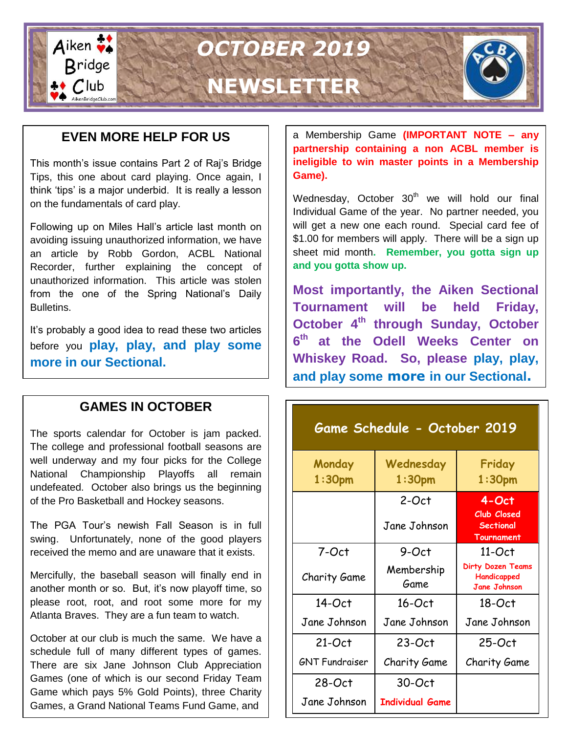# OCTOBER 2019 NEWSLETTER

## EVEN MORE HELP FOR US

This month's issue contains Part 2 of Raj's Bridge Tips, this one about card playing. Once again, I think 'tips' is a major underbid. It is really a lesson on the fundamentals of card play.

Following up on Miles Hall's article last month on avoiding issuing unauthorized information, we have an article by Robb Gordon, ACBL National Recorder, further explaining the concept of unauthorized information. This article was stolen from the one of the Spring National's Daily Bulletins.

It's probably a good idea to read these two articles before you **play, play, and play some more in our Sectional.**

## GAMES IN OCTOBER

The sports calendar for October is jam packed. The college and professional football seasons are well underway and my four picks for the College National Championship Playoffs all remain undefeated. October also brings us the beginning of the Pro Basketball and Hockey seasons.

The PGA Tour's newish Fall Season is in full swing. Unfortunately, none of the good players received the memo and are unaware that it exists.

Mercifully, the baseball season will finally end in another month or so. But, it's now playoff time, so please root, root, and root some more for my Atlanta Braves. They are a fun team to watch.

October at our club is much the same. We have a schedule full of many different types of games. There are six Jane Johnson Club Appreciation Games (one of which is our second Friday Team Game which pays 5% Gold Points), three Charity Games, a Grand National Teams Fund Game, and a Membership Game **(IMPORTANT NOTE – any partnership containing a non ACBL member is ineligible to win master points in a Membership Game).**

Wednesday, October 30th we will hold our final Individual Game of the year. No partner needed, you will get a new one each round. Special card fee of $1.00 for members will apply. There will be a sign up sheet mid month. **Remember, you gotta sign up and you gotta show up.**

**Most importantly, the Aiken Sectional Tournament will be held Friday, October 4th through Sunday, October 6th at the Odell Weeks Center on Whiskey Road. So, please play, play, and play some more in our Sectional.**

## Game Schedule - October 2019

| Monday 1:30pm | Wednesday 1:30pm | Friday 1:30pm |
|---|---|---|
| | 2-Oct<br>Jane Johnson | **4-Oct**<br>**Club Closed Sectional Tournament** |
| 7-Oct<br>Charity Game | 9-Oct<br>Membership Game | 11-Oct<br>**Dirty Dozen Teams Handicapped Jane Johnson** |
| 14-Oct<br>Jane Johnson | 16-Oct<br>Jane Johnson | 18-Oct<br>Jane Johnson |
| 21-Oct<br>GNT Fundraiser | 23-Oct<br>Charity Game | 25-Oct<br>Charity Game |
| 28-Oct<br>Jane Johnson | 30-Oct<br>**Individual Game** | |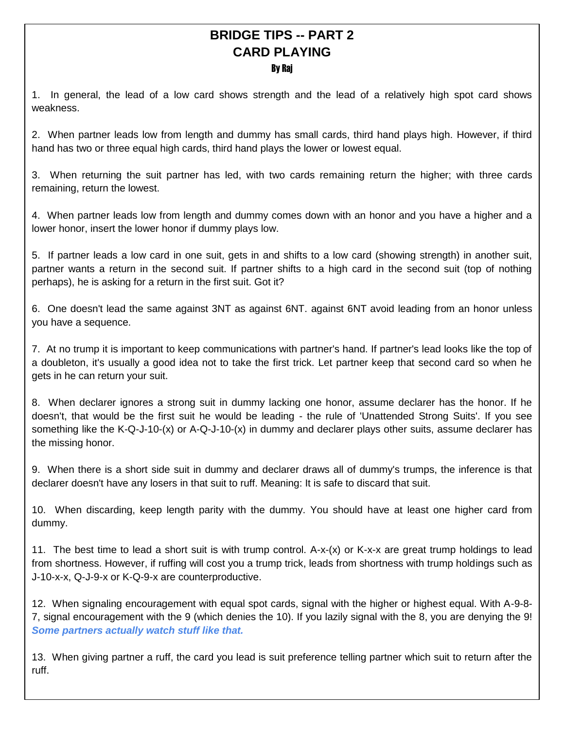# BRIDGE TIPS -- PART 2
## CARD PLAYING
**By Raj**

1. In general, the lead of a low card shows strength and the lead of a relatively high spot card shows weakness.

2. When partner leads low from length and dummy has small cards, third hand plays high. However, if third hand has two or three equal high cards, third hand plays the lower or lowest equal.

3. When returning the suit partner has led, with two cards remaining return the higher; with three cards remaining, return the lowest.

4. When partner leads low from length and dummy comes down with an honor and you have a higher and a lower honor, insert the lower honor if dummy plays low.

5. If partner leads a low card in one suit, gets in and shifts to a low card (showing strength) in another suit, partner wants a return in the second suit. If partner shifts to a high card in the second suit (top of nothing perhaps), he is asking for a return in the first suit. Got it?

6. One doesn't lead the same against 3NT as against 6NT. against 6NT avoid leading from an honor unless you have a sequence.

7. At no trump it is important to keep communications with partner's hand. If partner's lead looks like the top of a doubleton, it's usually a good idea not to take the first trick. Let partner keep that second card so when he gets in he can return your suit.

8. When declarer ignores a strong suit in dummy lacking one honor, assume declarer has the honor. If he doesn't, that would be the first suit he would be leading - the rule of 'Unattended Strong Suits'. If you see something like the K-Q-J-10-(x) or A-Q-J-10-(x) in dummy and declarer plays other suits, assume declarer has the missing honor.

9. When there is a short side suit in dummy and declarer draws all of dummy's trumps, the inference is that declarer doesn't have any losers in that suit to ruff. Meaning: It is safe to discard that suit.

10. When discarding, keep length parity with the dummy. You should have at least one higher card from dummy.

11. The best time to lead a short suit is with trump control. A-x-(x) or K-x-x are great trump holdings to lead from shortness. However, if ruffing will cost you a trump trick, leads from shortness with trump holdings such as J-10-x-x, Q-J-9-x or K-Q-9-x are counterproductive.

12. When signaling encouragement with equal spot cards, signal with the higher or highest equal. With A-9-8-7, signal encouragement with the 9 (which denies the 10). If you lazily signal with the 8, you are denying the 9! ***Some partners actually watch stuff like that.***

13. When giving partner a ruff, the card you lead is suit preference telling partner which suit to return after the ruff.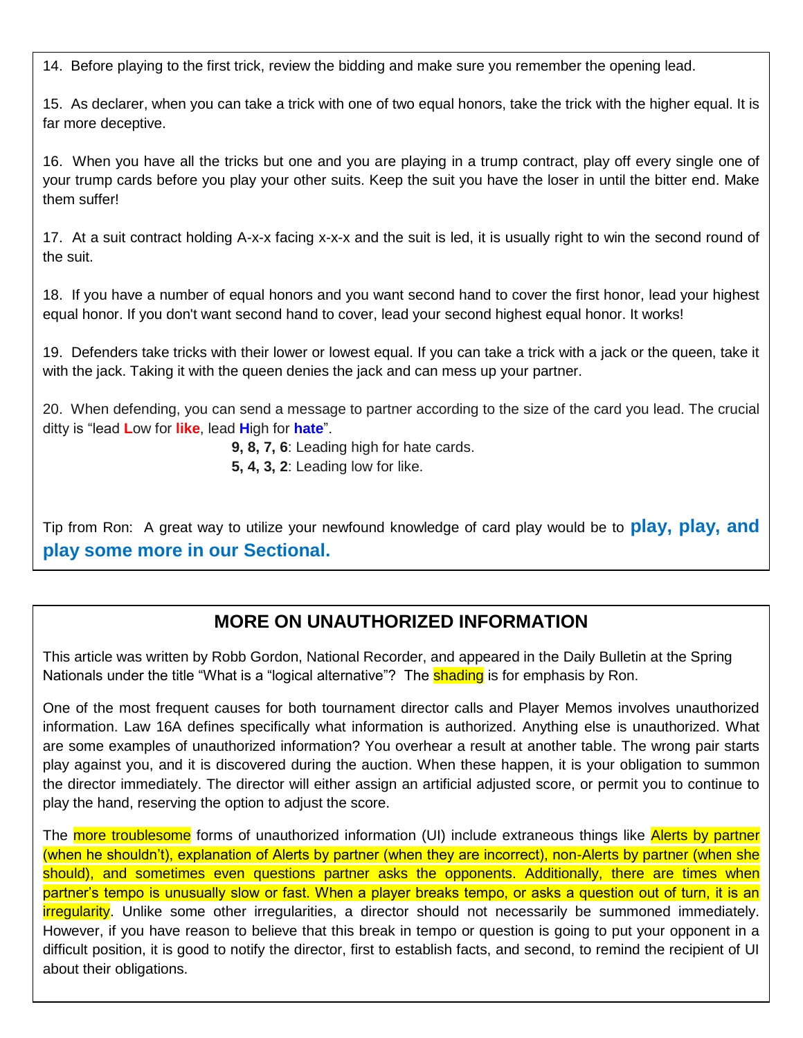14. Before playing to the first trick, review the bidding and make sure you remember the opening lead.

15. As declarer, when you can take a trick with one of two equal honors, take the trick with the higher equal. It is far more deceptive.

16. When you have all the tricks but one and you are playing in a trump contract, play off every single one of your trump cards before you play your other suits. Keep the suit you have the loser in until the bitter end. Make them suffer!

17. At a suit contract holding A-x-x facing x-x-x and the suit is led, it is usually right to win the second round of the suit.

18. If you have a number of equal honors and you want second hand to cover the first honor, lead your highest equal honor. If you don't want second hand to cover, lead your second highest equal honor. It works!

19. Defenders take tricks with their lower or lowest equal. If you can take a trick with a jack or the queen, take it with the jack. Taking it with the queen denies the jack and can mess up your partner.

20. When defending, you can send a message to partner according to the size of the card you lead. The crucial ditty is "lead **L**ow for **like**, lead **H**igh for **hate**".

**9, 8, 7, 6**: Leading high for hate cards.
**5, 4, 3, 2**: Leading low for like.

Tip from Ron: A great way to utilize your newfound knowledge of card play would be to **play, play, and play some more in our Sectional.**

## MORE ON UNAUTHORIZED INFORMATION

This article was written by Robb Gordon, National Recorder, and appeared in the Daily Bulletin at the Spring Nationals under the title "What is a "logical alternative"? The shading is for emphasis by Ron.

One of the most frequent causes for both tournament director calls and Player Memos involves unauthorized information. Law 16A defines specifically what information is authorized. Anything else is unauthorized. What are some examples of unauthorized information? You overhear a result at another table. The wrong pair starts play against you, and it is discovered during the auction. When these happen, it is your obligation to summon the director immediately. The director will either assign an artificial adjusted score, or permit you to continue to play the hand, reserving the option to adjust the score.

The more troublesome forms of unauthorized information (UI) include extraneous things like Alerts by partner (when he shouldn't), explanation of Alerts by partner (when they are incorrect), non-Alerts by partner (when she should), and sometimes even questions partner asks the opponents. Additionally, there are times when partner's tempo is unusually slow or fast. When a player breaks tempo, or asks a question out of turn, it is an irregularity. Unlike some other irregularities, a director should not necessarily be summoned immediately. However, if you have reason to believe that this break in tempo or question is going to put your opponent in a difficult position, it is good to notify the director, first to establish facts, and second, to remind the recipient of UI about their obligations.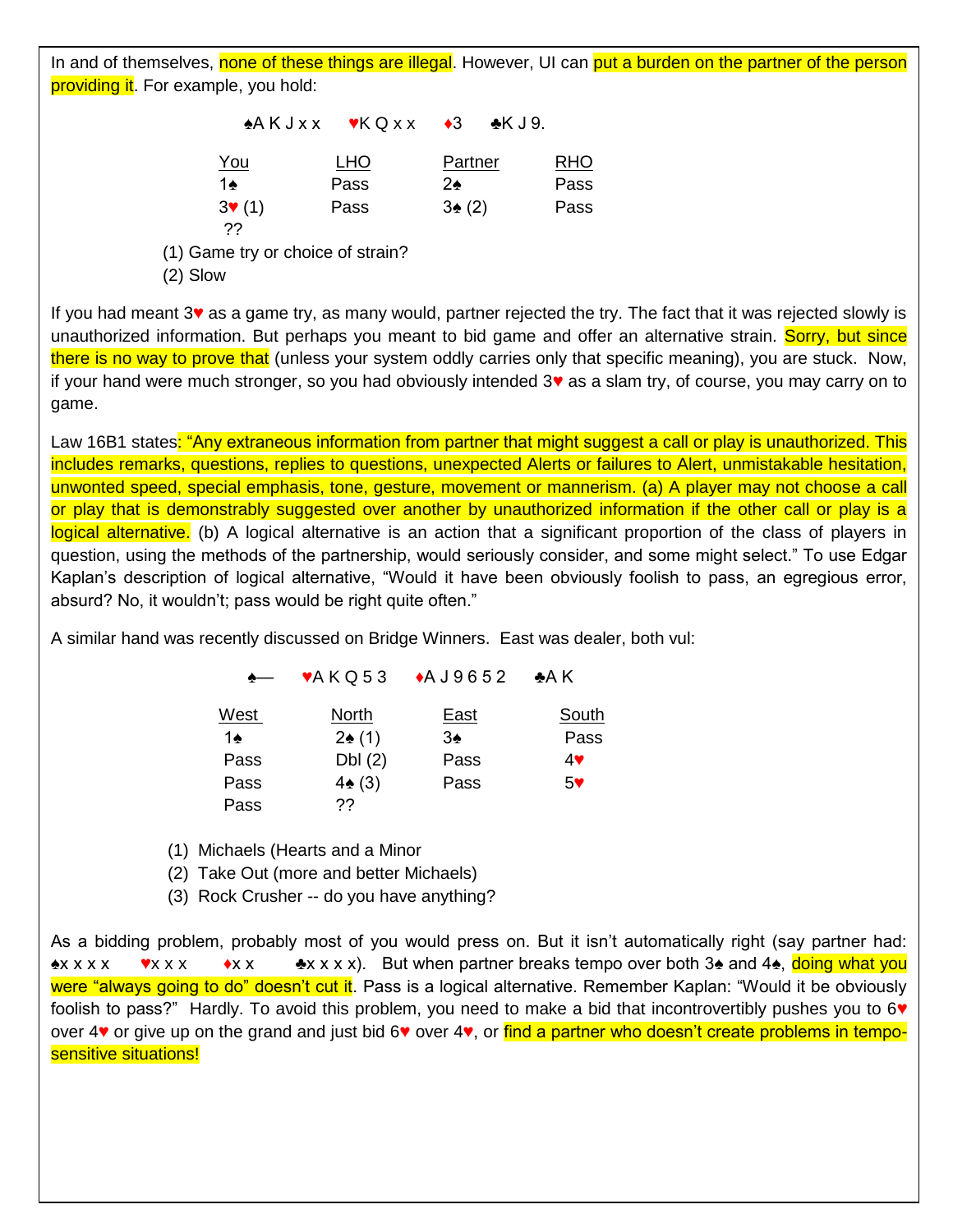In and of themselves, none of these things are illegal. However, UI can put a burden on the partner of the person providing it. For example, you hold:

♠A K J x x ♥K Q x x ♦3 ♣K J 9.

| You | LHO | Partner | RHO |
|---|---|---|---|
| 1♠ | Pass | 2♠ | Pass |
| 3♥ (1) | Pass | 3♠ (2) | Pass |
| ?? | | | |

(1) Game try or choice of strain?
(2) Slow

If you had meant 3♥ as a game try, as many would, partner rejected the try. The fact that it was rejected slowly is unauthorized information. But perhaps you meant to bid game and offer an alternative strain. Sorry, but since there is no way to prove that (unless your system oddly carries only that specific meaning), you are stuck. Now, if your hand were much stronger, so you had obviously intended 3♥ as a slam try, of course, you may carry on to game.

Law 16B1 states: "Any extraneous information from partner that might suggest a call or play is unauthorized. This includes remarks, questions, replies to questions, unexpected Alerts or failures to Alert, unmistakable hesitation, unwonted speed, special emphasis, tone, gesture, movement or mannerism. (a) A player may not choose a call or play that is demonstrably suggested over another by unauthorized information if the other call or play is a logical alternative. (b) A logical alternative is an action that a significant proportion of the class of players in question, using the methods of the partnership, would seriously consider, and some might select." To use Edgar Kaplan's description of logical alternative, "Would it have been obviously foolish to pass, an egregious error, absurd? No, it wouldn't; pass would be right quite often."

A similar hand was recently discussed on Bridge Winners. East was dealer, both vul:

♠— ♥A K Q 5 3 ♦A J 9 6 5 2 ♣A K

| West | North | East | South |
|---|---|---|---|
| 1♠ | 2♠ (1) | 3♠ | Pass |
| Pass | Dbl (2) | Pass | 4♥ |
| Pass | 4♠ (3) | Pass | 5♥ |
| Pass | ?? | | |

(1) Michaels (Hearts and a Minor
(2) Take Out (more and better Michaels)
(3) Rock Crusher -- do you have anything?

As a bidding problem, probably most of you would press on. But it isn't automatically right (say partner had: ♠x x x x ♥x x x ♦x x ♣x x x x). But when partner breaks tempo over both 3♠ and 4♠, doing what you were "always going to do" doesn't cut it. Pass is a logical alternative. Remember Kaplan: "Would it be obviously foolish to pass?" Hardly. To avoid this problem, you need to make a bid that incontrovertibly pushes you to 6♥ over 4♥ or give up on the grand and just bid 6♥ over 4♥, or find a partner who doesn't create problems in tempo-sensitive situations!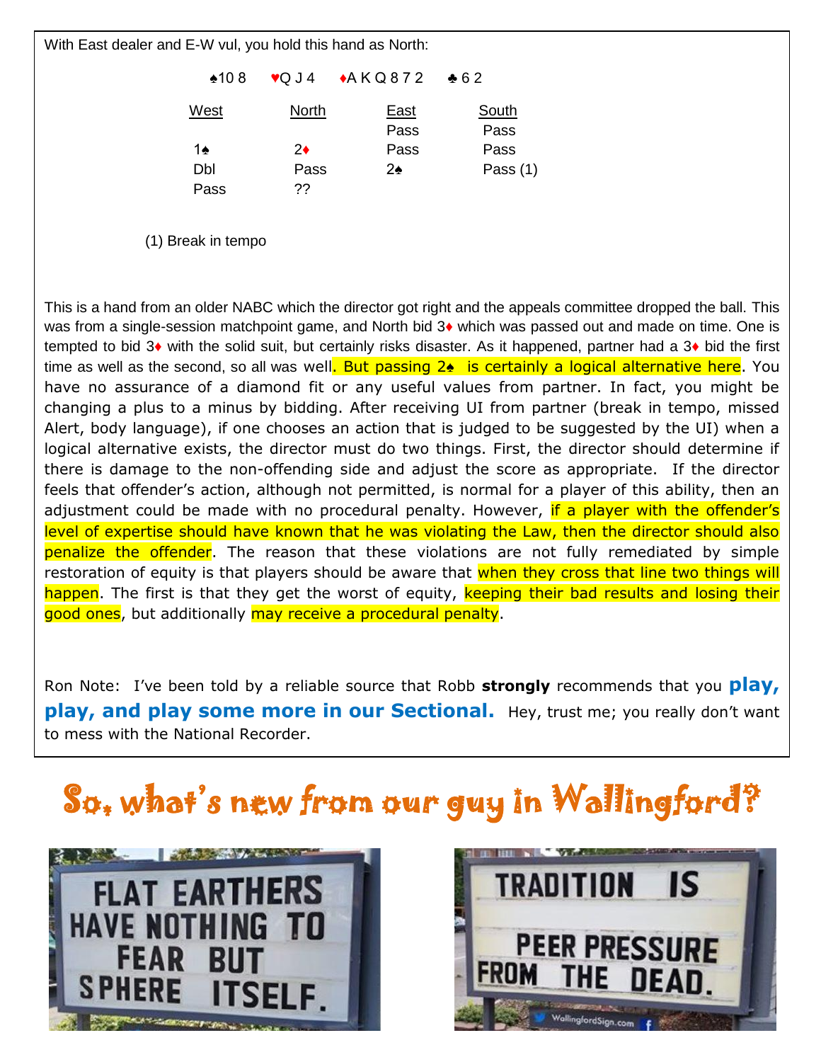With East dealer and E-W vul, you hold this hand as North:

♠10 8 ♥Q J 4 ♦A K Q 8 7 2 ♣6 2

| West | North | East | South |
|---|---|---|---|
| | | Pass | Pass |
| 1♠ | 2♦ | Pass | Pass |
| Dbl | Pass | 2♠ | Pass (1) |
| Pass | ?? | | |

(1) Break in tempo

This is a hand from an older NABC which the director got right and the appeals committee dropped the ball. This was from a single-session matchpoint game, and North bid 3♦ which was passed out and made on time. One is tempted to bid 3♦ with the solid suit, but certainly risks disaster. As it happened, partner had a 3♦ bid the first time as well as the second, so all was well. But passing 2♠ is certainly a logical alternative here. You have no assurance of a diamond fit or any useful values from partner. In fact, you might be changing a plus to a minus by bidding. After receiving UI from partner (break in tempo, missed Alert, body language), if one chooses an action that is judged to be suggested by the UI) when a logical alternative exists, the director must do two things. First, the director should determine if there is damage to the non-offending side and adjust the score as appropriate. If the director feels that offender's action, although not permitted, is normal for a player of this ability, then an adjustment could be made with no procedural penalty. However, if a player with the offender's level of expertise should have known that he was violating the Law, then the director should also penalize the offender. The reason that these violations are not fully remediated by simple restoration of equity is that players should be aware that when they cross that line two things will happen. The first is that they get the worst of equity, keeping their bad results and losing their good ones, but additionally may receive a procedural penalty.

Ron Note: I've been told by a reliable source that Robb **strongly** recommends that you **play, play, and play some more in our Sectional.** Hey, trust me; you really don't want to mess with the National Recorder.

# So, what's new from our guy in Wallingford?

FLAT EARTHERS HAVE NOTHING TO FEAR BUT SPHERE ITSELF.

TRADITION IS PEER PRESSURE FROM THE DEAD.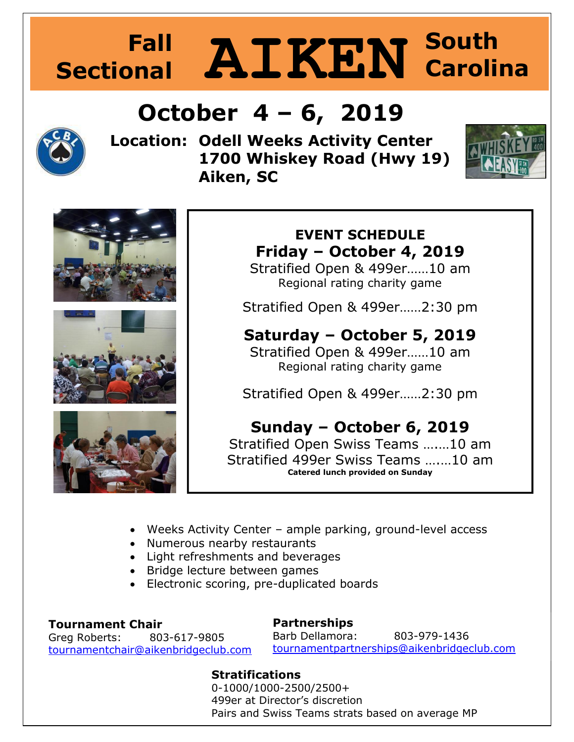# Fall Sectional AIKEN South Carolina

## October 4 – 6, 2019

**Location: Odell Weeks Activity Center**
**1700 Whiskey Road (Hwy 19)**
**Aiken, SC**

### EVENT SCHEDULE

**Friday – October 4, 2019**

Stratified Open & 499er……10 am
Regional rating charity game

Stratified Open & 499er……2:30 pm

**Saturday – October 5, 2019**

Stratified Open & 499er……10 am
Regional rating charity game

Stratified Open & 499er……2:30 pm

**Sunday – October 6, 2019**

Stratified Open Swiss Teams …….10 am
Stratified 499er Swiss Teams …….10 am
**Catered lunch provided on Sunday**

- Weeks Activity Center – ample parking, ground-level access
- Numerous nearby restaurants
- Light refreshments and beverages
- Bridge lecture between games
- Electronic scoring, pre-duplicated boards

**Tournament Chair**
Greg Roberts: 803-617-9805
tournamentchair@aikenbridgeclub.com

**Partnerships**
Barb Dellamora: 803-979-1436
tournamentpartnerships@aikenbridgeclub.com

**Stratifications**
0-1000/1000-2500/2500+
499er at Director's discretion
Pairs and Swiss Teams strats based on average MP